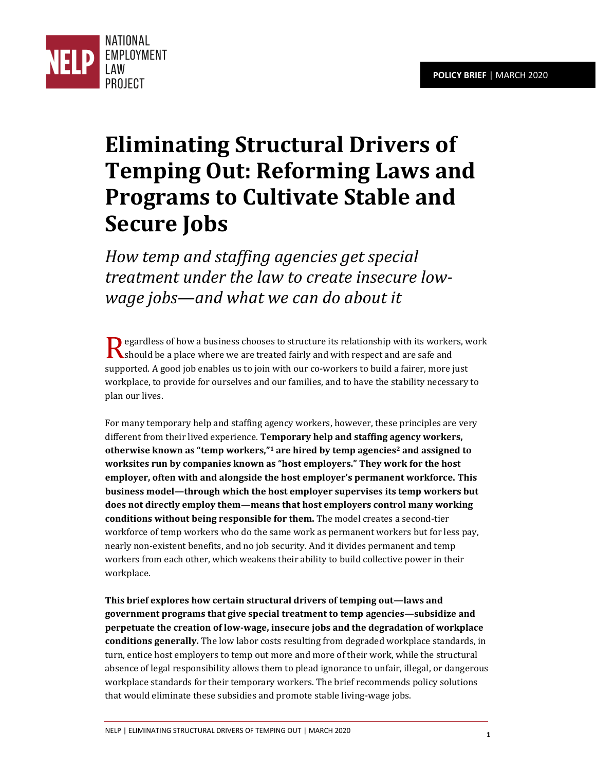NATIONAL EMPLOYMENT LAW PROJECT

**POLICY BRIEF** | MARCH 2020

# Eliminating Structural Drivers of Temping Out: Reforming Laws and Programs to Cultivate Stable and Secure Jobs

*How temp and staffing agencies get special treatment under the law to create insecure low-wage jobs—and what we can do about it*

Regardless of how a business chooses to structure its relationship with its workers, work should be a place where we are treated fairly and with respect and are safe and supported. A good job enables us to join with our co-workers to build a fairer, more just workplace, to provide for ourselves and our families, and to have the stability necessary to plan our lives.

For many temporary help and staffing agency workers, however, these principles are very different from their lived experience. **Temporary help and staffing agency workers, otherwise known as "temp workers,"[1] are hired by temp agencies[2] and assigned to worksites run by companies known as "host employers." They work for the host employer, often with and alongside the host employer's permanent workforce. This business model—through which the host employer supervises its temp workers but does not directly employ them—means that host employers control many working conditions without being responsible for them.** The model creates a second-tier workforce of temp workers who do the same work as permanent workers but for less pay, nearly non-existent benefits, and no job security. And it divides permanent and temp workers from each other, which weakens their ability to build collective power in their workplace.

**This brief explores how certain structural drivers of temping out—laws and government programs that give special treatment to temp agencies—subsidize and perpetuate the creation of low-wage, insecure jobs and the degradation of workplace conditions generally.** The low labor costs resulting from degraded workplace standards, in turn, entice host employers to temp out more and more of their work, while the structural absence of legal responsibility allows them to plead ignorance to unfair, illegal, or dangerous workplace standards for their temporary workers. The brief recommends policy solutions that would eliminate these subsidies and promote stable living-wage jobs.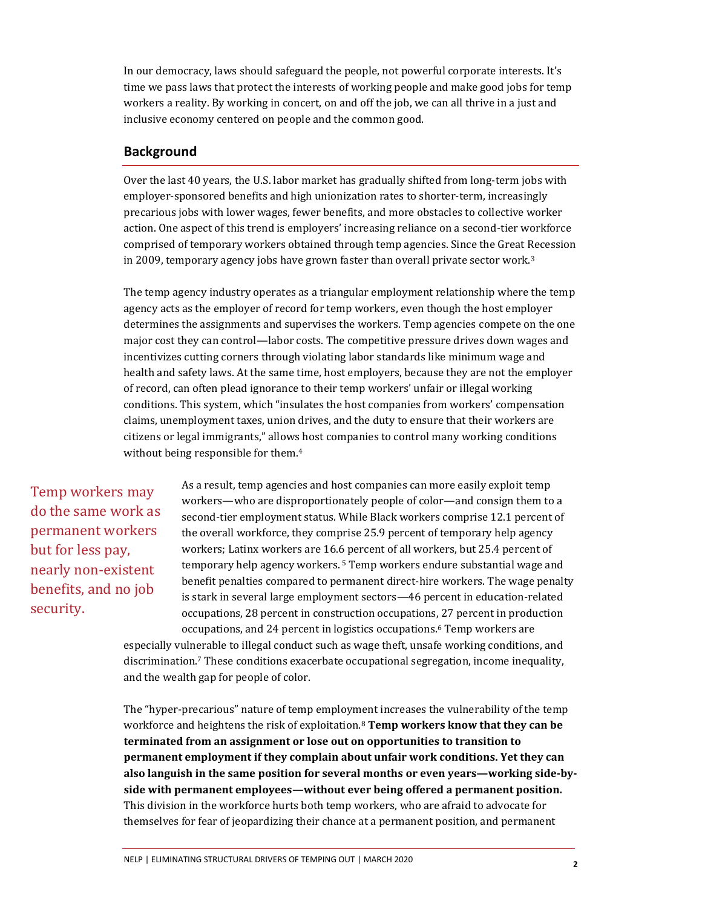In our democracy, laws should safeguard the people, not powerful corporate interests. It's time we pass laws that protect the interests of working people and make good jobs for temp workers a reality. By working in concert, on and off the job, we can all thrive in a just and inclusive economy centered on people and the common good.

## Background

Over the last 40 years, the U.S. labor market has gradually shifted from long-term jobs with employer-sponsored benefits and high unionization rates to shorter-term, increasingly precarious jobs with lower wages, fewer benefits, and more obstacles to collective worker action. One aspect of this trend is employers' increasing reliance on a second-tier workforce comprised of temporary workers obtained through temp agencies. Since the Great Recession in 2009, temporary agency jobs have grown faster than overall private sector work.[3]

The temp agency industry operates as a triangular employment relationship where the temp agency acts as the employer of record for temp workers, even though the host employer determines the assignments and supervises the workers. Temp agencies compete on the one major cost they can control—labor costs. The competitive pressure drives down wages and incentivizes cutting corners through violating labor standards like minimum wage and health and safety laws. At the same time, host employers, because they are not the employer of record, can often plead ignorance to their temp workers' unfair or illegal working conditions. This system, which "insulates the host companies from workers' compensation claims, unemployment taxes, union drives, and the duty to ensure that their workers are citizens or legal immigrants," allows host companies to control many working conditions without being responsible for them.[4]

> Temp workers may do the same work as permanent workers but for less pay, nearly non-existent benefits, and no job security.

As a result, temp agencies and host companies can more easily exploit temp workers—who are disproportionately people of color—and consign them to a second-tier employment status. While Black workers comprise 12.1 percent of the overall workforce, they comprise 25.9 percent of temporary help agency workers; Latinx workers are 16.6 percent of all workers, but 25.4 percent of temporary help agency workers.[5] Temp workers endure substantial wage and benefit penalties compared to permanent direct-hire workers. The wage penalty is stark in several large employment sectors—46 percent in education-related occupations, 28 percent in construction occupations, 27 percent in production occupations, and 24 percent in logistics occupations.[6] Temp workers are especially vulnerable to illegal conduct such as wage theft, unsafe working conditions, and discrimination.[7] These conditions exacerbate occupational segregation, income inequality, and the wealth gap for people of color.

The "hyper-precarious" nature of temp employment increases the vulnerability of the temp workforce and heightens the risk of exploitation.[8] **Temp workers know that they can be terminated from an assignment or lose out on opportunities to transition to permanent employment if they complain about unfair work conditions. Yet they can also languish in the same position for several months or even years—working side-by-side with permanent employees—without ever being offered a permanent position.** This division in the workforce hurts both temp workers, who are afraid to advocate for themselves for fear of jeopardizing their chance at a permanent position, and permanent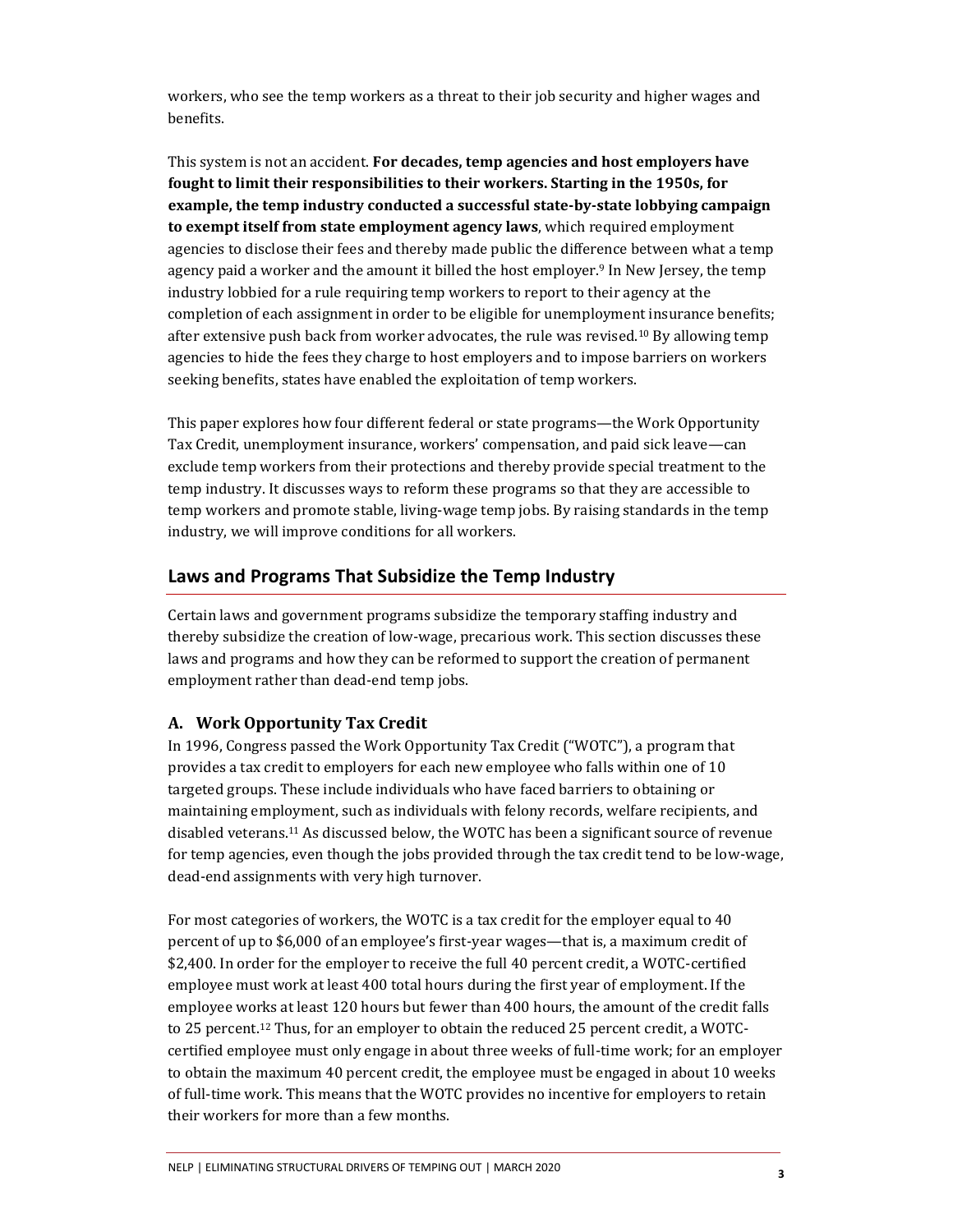workers, who see the temp workers as a threat to their job security and higher wages and benefits.

This system is not an accident. **For decades, temp agencies and host employers have fought to limit their responsibilities to their workers. Starting in the 1950s, for example, the temp industry conducted a successful state-by-state lobbying campaign to exempt itself from state employment agency laws**, which required employment agencies to disclose their fees and thereby made public the difference between what a temp agency paid a worker and the amount it billed the host employer.[9] In New Jersey, the temp industry lobbied for a rule requiring temp workers to report to their agency at the completion of each assignment in order to be eligible for unemployment insurance benefits; after extensive push back from worker advocates, the rule was revised.[10] By allowing temp agencies to hide the fees they charge to host employers and to impose barriers on workers seeking benefits, states have enabled the exploitation of temp workers.

This paper explores how four different federal or state programs—the Work Opportunity Tax Credit, unemployment insurance, workers' compensation, and paid sick leave—can exclude temp workers from their protections and thereby provide special treatment to the temp industry. It discusses ways to reform these programs so that they are accessible to temp workers and promote stable, living-wage temp jobs. By raising standards in the temp industry, we will improve conditions for all workers.

## Laws and Programs That Subsidize the Temp Industry

Certain laws and government programs subsidize the temporary staffing industry and thereby subsidize the creation of low-wage, precarious work. This section discusses these laws and programs and how they can be reformed to support the creation of permanent employment rather than dead-end temp jobs.

### A. Work Opportunity Tax Credit

In 1996, Congress passed the Work Opportunity Tax Credit ("WOTC"), a program that provides a tax credit to employers for each new employee who falls within one of 10 targeted groups. These include individuals who have faced barriers to obtaining or maintaining employment, such as individuals with felony records, welfare recipients, and disabled veterans.[11] As discussed below, the WOTC has been a significant source of revenue for temp agencies, even though the jobs provided through the tax credit tend to be low-wage, dead-end assignments with very high turnover.

For most categories of workers, the WOTC is a tax credit for the employer equal to 40 percent of up to $6,000 of an employee's first-year wages—that is, a maximum credit of $2,400. In order for the employer to receive the full 40 percent credit, a WOTC-certified employee must work at least 400 total hours during the first year of employment. If the employee works at least 120 hours but fewer than 400 hours, the amount of the credit falls to 25 percent.[12] Thus, for an employer to obtain the reduced 25 percent credit, a WOTC-certified employee must only engage in about three weeks of full-time work; for an employer to obtain the maximum 40 percent credit, the employee must be engaged in about 10 weeks of full-time work. This means that the WOTC provides no incentive for employers to retain their workers for more than a few months.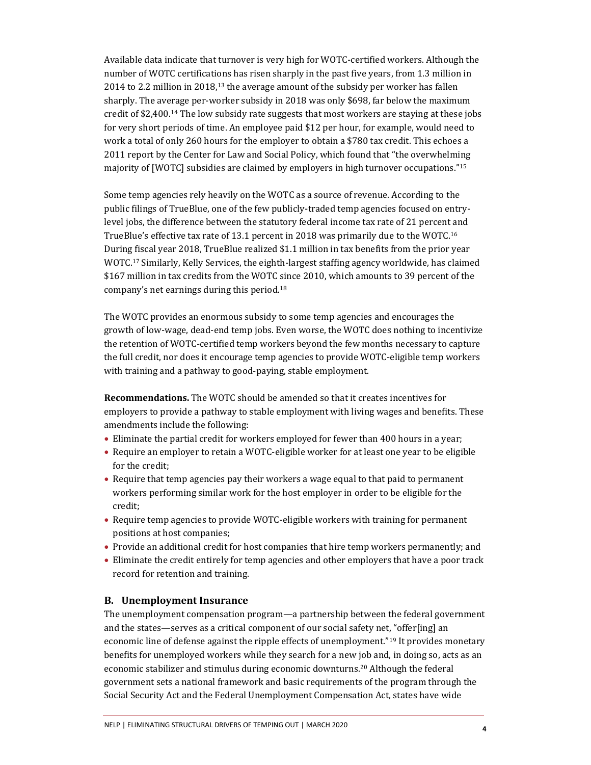Available data indicate that turnover is very high for WOTC-certified workers. Although the number of WOTC certifications has risen sharply in the past five years, from 1.3 million in 2014 to 2.2 million in 2018,[13] the average amount of the subsidy per worker has fallen sharply. The average per-worker subsidy in 2018 was only $698, far below the maximum credit of $2,400.[14] The low subsidy rate suggests that most workers are staying at these jobs for very short periods of time. An employee paid $12 per hour, for example, would need to work a total of only 260 hours for the employer to obtain a $780 tax credit. This echoes a 2011 report by the Center for Law and Social Policy, which found that "the overwhelming majority of [WOTC] subsidies are claimed by employers in high turnover occupations."[15]

Some temp agencies rely heavily on the WOTC as a source of revenue. According to the public filings of TrueBlue, one of the few publicly-traded temp agencies focused on entry-level jobs, the difference between the statutory federal income tax rate of 21 percent and TrueBlue's effective tax rate of 13.1 percent in 2018 was primarily due to the WOTC.[16] During fiscal year 2018, TrueBlue realized $1.1 million in tax benefits from the prior year WOTC.[17] Similarly, Kelly Services, the eighth-largest staffing agency worldwide, has claimed $167 million in tax credits from the WOTC since 2010, which amounts to 39 percent of the company's net earnings during this period.[18]

The WOTC provides an enormous subsidy to some temp agencies and encourages the growth of low-wage, dead-end temp jobs. Even worse, the WOTC does nothing to incentivize the retention of WOTC-certified temp workers beyond the few months necessary to capture the full credit, nor does it encourage temp agencies to provide WOTC-eligible temp workers with training and a pathway to good-paying, stable employment.

**Recommendations.** The WOTC should be amended so that it creates incentives for employers to provide a pathway to stable employment with living wages and benefits. These amendments include the following:

- Eliminate the partial credit for workers employed for fewer than 400 hours in a year;
- Require an employer to retain a WOTC-eligible worker for at least one year to be eligible for the credit;
- Require that temp agencies pay their workers a wage equal to that paid to permanent workers performing similar work for the host employer in order to be eligible for the credit;
- Require temp agencies to provide WOTC-eligible workers with training for permanent positions at host companies;
- Provide an additional credit for host companies that hire temp workers permanently; and
- Eliminate the credit entirely for temp agencies and other employers that have a poor track record for retention and training.

## B. Unemployment Insurance

The unemployment compensation program—a partnership between the federal government and the states—serves as a critical component of our social safety net, "offer[ing] an economic line of defense against the ripple effects of unemployment."[19] It provides monetary benefits for unemployed workers while they search for a new job and, in doing so, acts as an economic stabilizer and stimulus during economic downturns.[20] Although the federal government sets a national framework and basic requirements of the program through the Social Security Act and the Federal Unemployment Compensation Act, states have wide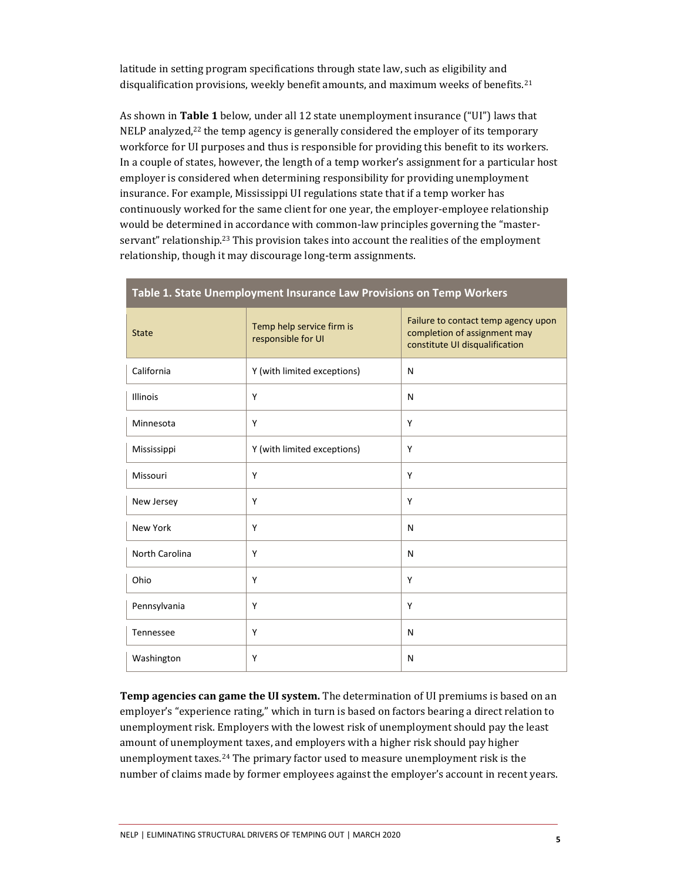latitude in setting program specifications through state law, such as eligibility and disqualification provisions, weekly benefit amounts, and maximum weeks of benefits.[21]

As shown in **Table 1** below, under all 12 state unemployment insurance ("UI") laws that NELP analyzed,[22] the temp agency is generally considered the employer of its temporary workforce for UI purposes and thus is responsible for providing this benefit to its workers. In a couple of states, however, the length of a temp worker's assignment for a particular host employer is considered when determining responsibility for providing unemployment insurance. For example, Mississippi UI regulations state that if a temp worker has continuously worked for the same client for one year, the employer-employee relationship would be determined in accordance with common-law principles governing the "master-servant" relationship.[23] This provision takes into account the realities of the employment relationship, though it may discourage long-term assignments.

**Table 1. State Unemployment Insurance Law Provisions on Temp Workers**

| State | Temp help service firm is responsible for UI | Failure to contact temp agency upon completion of assignment may constitute UI disqualification |
|---|---|---|
| California | Y (with limited exceptions) | N |
| Illinois | Y | N |
| Minnesota | Y | Y |
| Mississippi | Y (with limited exceptions) | Y |
| Missouri | Y | Y |
| New Jersey | Y | Y |
| New York | Y | N |
| North Carolina | Y | N |
| Ohio | Y | Y |
| Pennsylvania | Y | Y |
| Tennessee | Y | N |
| Washington | Y | N |

**Temp agencies can game the UI system.** The determination of UI premiums is based on an employer's "experience rating," which in turn is based on factors bearing a direct relation to unemployment risk. Employers with the lowest risk of unemployment should pay the least amount of unemployment taxes, and employers with a higher risk should pay higher unemployment taxes.[24] The primary factor used to measure unemployment risk is the number of claims made by former employees against the employer's account in recent years.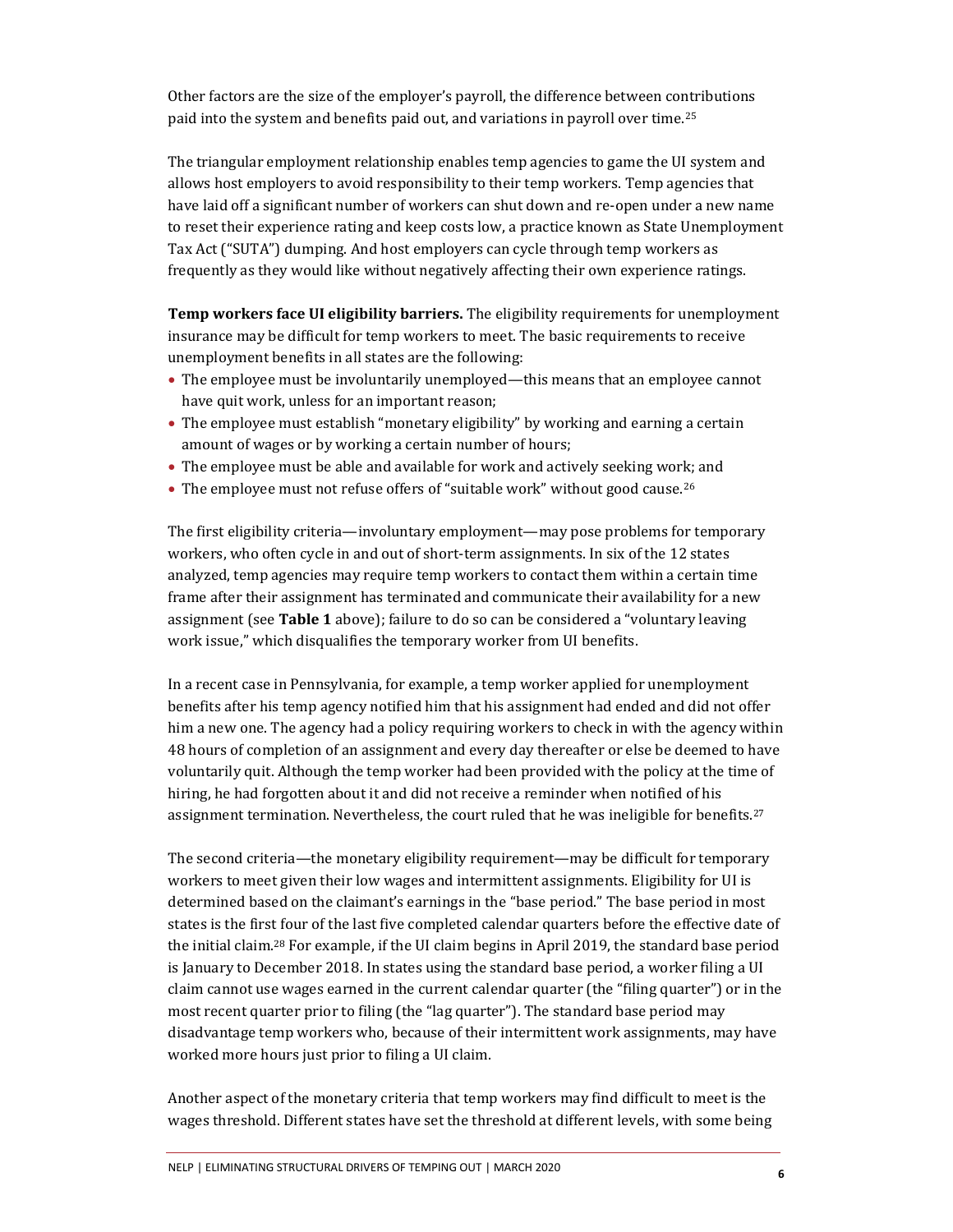Other factors are the size of the employer's payroll, the difference between contributions paid into the system and benefits paid out, and variations in payroll over time.[25]

The triangular employment relationship enables temp agencies to game the UI system and allows host employers to avoid responsibility to their temp workers. Temp agencies that have laid off a significant number of workers can shut down and re-open under a new name to reset their experience rating and keep costs low, a practice known as State Unemployment Tax Act ("SUTA") dumping. And host employers can cycle through temp workers as frequently as they would like without negatively affecting their own experience ratings.

**Temp workers face UI eligibility barriers.** The eligibility requirements for unemployment insurance may be difficult for temp workers to meet. The basic requirements to receive unemployment benefits in all states are the following:

- The employee must be involuntarily unemployed—this means that an employee cannot have quit work, unless for an important reason;
- The employee must establish "monetary eligibility" by working and earning a certain amount of wages or by working a certain number of hours;
- The employee must be able and available for work and actively seeking work; and
- The employee must not refuse offers of "suitable work" without good cause.[26]

The first eligibility criteria—involuntary employment—may pose problems for temporary workers, who often cycle in and out of short-term assignments. In six of the 12 states analyzed, temp agencies may require temp workers to contact them within a certain time frame after their assignment has terminated and communicate their availability for a new assignment (see **Table 1** above); failure to do so can be considered a "voluntary leaving work issue," which disqualifies the temporary worker from UI benefits.

In a recent case in Pennsylvania, for example, a temp worker applied for unemployment benefits after his temp agency notified him that his assignment had ended and did not offer him a new one. The agency had a policy requiring workers to check in with the agency within 48 hours of completion of an assignment and every day thereafter or else be deemed to have voluntarily quit. Although the temp worker had been provided with the policy at the time of hiring, he had forgotten about it and did not receive a reminder when notified of his assignment termination. Nevertheless, the court ruled that he was ineligible for benefits.[27]

The second criteria—the monetary eligibility requirement—may be difficult for temporary workers to meet given their low wages and intermittent assignments. Eligibility for UI is determined based on the claimant's earnings in the "base period." The base period in most states is the first four of the last five completed calendar quarters before the effective date of the initial claim.[28] For example, if the UI claim begins in April 2019, the standard base period is January to December 2018. In states using the standard base period, a worker filing a UI claim cannot use wages earned in the current calendar quarter (the "filing quarter") or in the most recent quarter prior to filing (the "lag quarter"). The standard base period may disadvantage temp workers who, because of their intermittent work assignments, may have worked more hours just prior to filing a UI claim.

Another aspect of the monetary criteria that temp workers may find difficult to meet is the wages threshold. Different states have set the threshold at different levels, with some being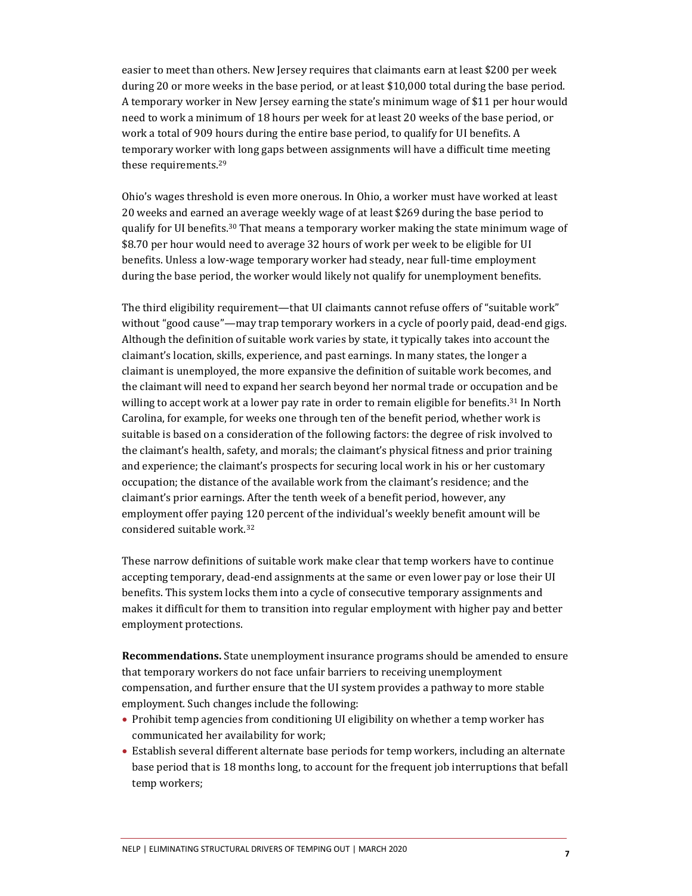easier to meet than others. New Jersey requires that claimants earn at least $200 per week during 20 or more weeks in the base period, or at least $10,000 total during the base period. A temporary worker in New Jersey earning the state's minimum wage of $11 per hour would need to work a minimum of 18 hours per week for at least 20 weeks of the base period, or work a total of 909 hours during the entire base period, to qualify for UI benefits. A temporary worker with long gaps between assignments will have a difficult time meeting these requirements.[29]

Ohio's wages threshold is even more onerous. In Ohio, a worker must have worked at least 20 weeks and earned an average weekly wage of at least $269 during the base period to qualify for UI benefits.[30] That means a temporary worker making the state minimum wage of $8.70 per hour would need to average 32 hours of work per week to be eligible for UI benefits. Unless a low-wage temporary worker had steady, near full-time employment during the base period, the worker would likely not qualify for unemployment benefits.

The third eligibility requirement—that UI claimants cannot refuse offers of "suitable work" without "good cause"—may trap temporary workers in a cycle of poorly paid, dead-end gigs. Although the definition of suitable work varies by state, it typically takes into account the claimant's location, skills, experience, and past earnings. In many states, the longer a claimant is unemployed, the more expansive the definition of suitable work becomes, and the claimant will need to expand her search beyond her normal trade or occupation and be willing to accept work at a lower pay rate in order to remain eligible for benefits.[31] In North Carolina, for example, for weeks one through ten of the benefit period, whether work is suitable is based on a consideration of the following factors: the degree of risk involved to the claimant's health, safety, and morals; the claimant's physical fitness and prior training and experience; the claimant's prospects for securing local work in his or her customary occupation; the distance of the available work from the claimant's residence; and the claimant's prior earnings. After the tenth week of a benefit period, however, any employment offer paying 120 percent of the individual's weekly benefit amount will be considered suitable work.[32]

These narrow definitions of suitable work make clear that temp workers have to continue accepting temporary, dead-end assignments at the same or even lower pay or lose their UI benefits. This system locks them into a cycle of consecutive temporary assignments and makes it difficult for them to transition into regular employment with higher pay and better employment protections.

**Recommendations.** State unemployment insurance programs should be amended to ensure that temporary workers do not face unfair barriers to receiving unemployment compensation, and further ensure that the UI system provides a pathway to more stable employment. Such changes include the following:

- Prohibit temp agencies from conditioning UI eligibility on whether a temp worker has communicated her availability for work;
- Establish several different alternate base periods for temp workers, including an alternate base period that is 18 months long, to account for the frequent job interruptions that befall temp workers;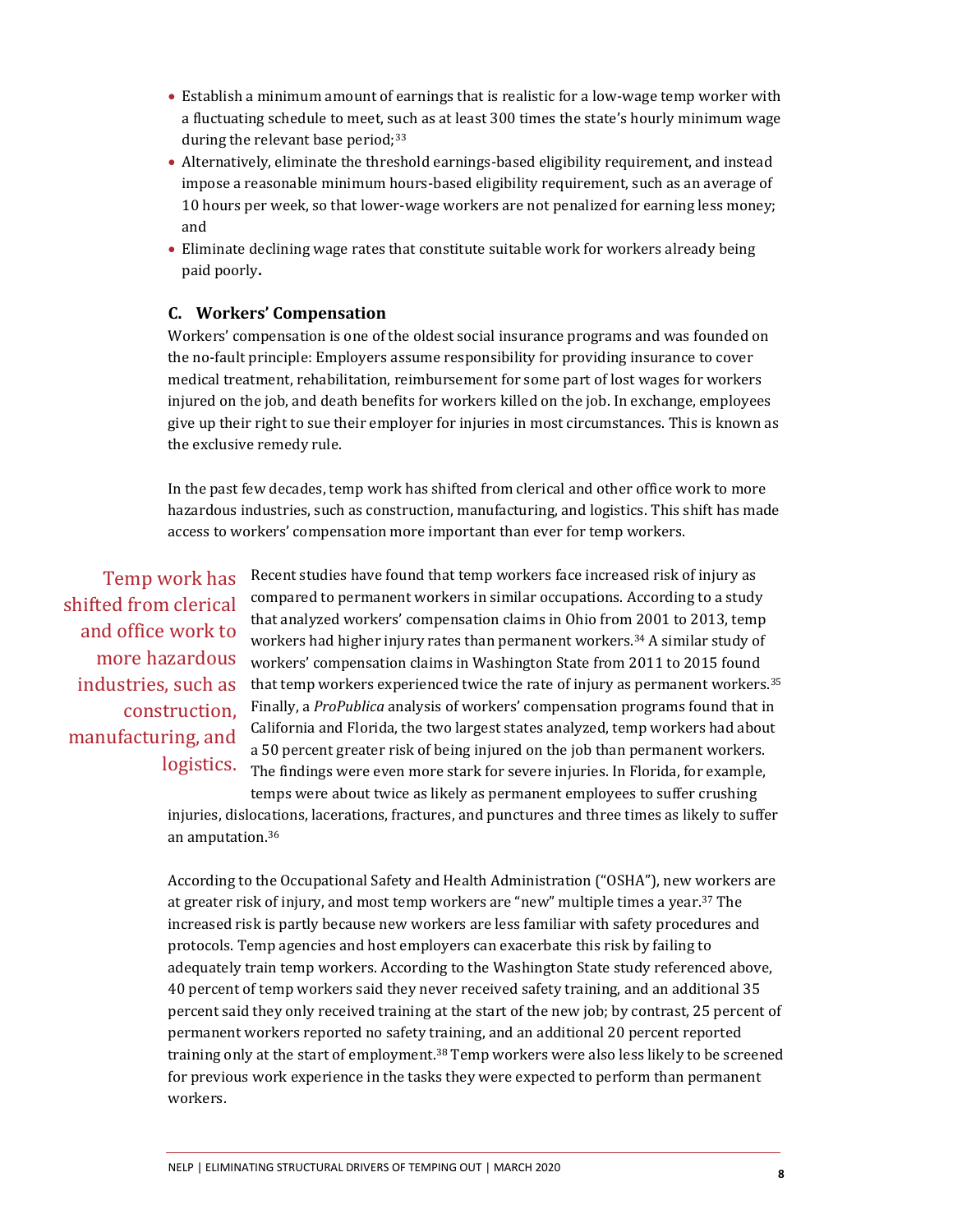- Establish a minimum amount of earnings that is realistic for a low-wage temp worker with a fluctuating schedule to meet, such as at least 300 times the state's hourly minimum wage during the relevant base period;[33]
- Alternatively, eliminate the threshold earnings-based eligibility requirement, and instead impose a reasonable minimum hours-based eligibility requirement, such as an average of 10 hours per week, so that lower-wage workers are not penalized for earning less money; and
- Eliminate declining wage rates that constitute suitable work for workers already being paid poorly**.**

### C. Workers' Compensation

Workers' compensation is one of the oldest social insurance programs and was founded on the no-fault principle: Employers assume responsibility for providing insurance to cover medical treatment, rehabilitation, reimbursement for some part of lost wages for workers injured on the job, and death benefits for workers killed on the job. In exchange, employees give up their right to sue their employer for injuries in most circumstances. This is known as the exclusive remedy rule.

In the past few decades, temp work has shifted from clerical and other office work to more hazardous industries, such as construction, manufacturing, and logistics. This shift has made access to workers' compensation more important than ever for temp workers.

> Temp work has shifted from clerical and office work to more hazardous industries, such as construction, manufacturing, and logistics.

Recent studies have found that temp workers face increased risk of injury as compared to permanent workers in similar occupations. According to a study that analyzed workers' compensation claims in Ohio from 2001 to 2013, temp workers had higher injury rates than permanent workers.[34] A similar study of workers' compensation claims in Washington State from 2011 to 2015 found that temp workers experienced twice the rate of injury as permanent workers.[35] Finally, a *ProPublica* analysis of workers' compensation programs found that in California and Florida, the two largest states analyzed, temp workers had about a 50 percent greater risk of being injured on the job than permanent workers. The findings were even more stark for severe injuries. In Florida, for example, temps were about twice as likely as permanent employees to suffer crushing injuries, dislocations, lacerations, fractures, and punctures and three times as likely to suffer an amputation.[36]

According to the Occupational Safety and Health Administration ("OSHA"), new workers are at greater risk of injury, and most temp workers are "new" multiple times a year.[37] The increased risk is partly because new workers are less familiar with safety procedures and protocols. Temp agencies and host employers can exacerbate this risk by failing to adequately train temp workers. According to the Washington State study referenced above, 40 percent of temp workers said they never received safety training, and an additional 35 percent said they only received training at the start of the new job; by contrast, 25 percent of permanent workers reported no safety training, and an additional 20 percent reported training only at the start of employment.[38] Temp workers were also less likely to be screened for previous work experience in the tasks they were expected to perform than permanent workers.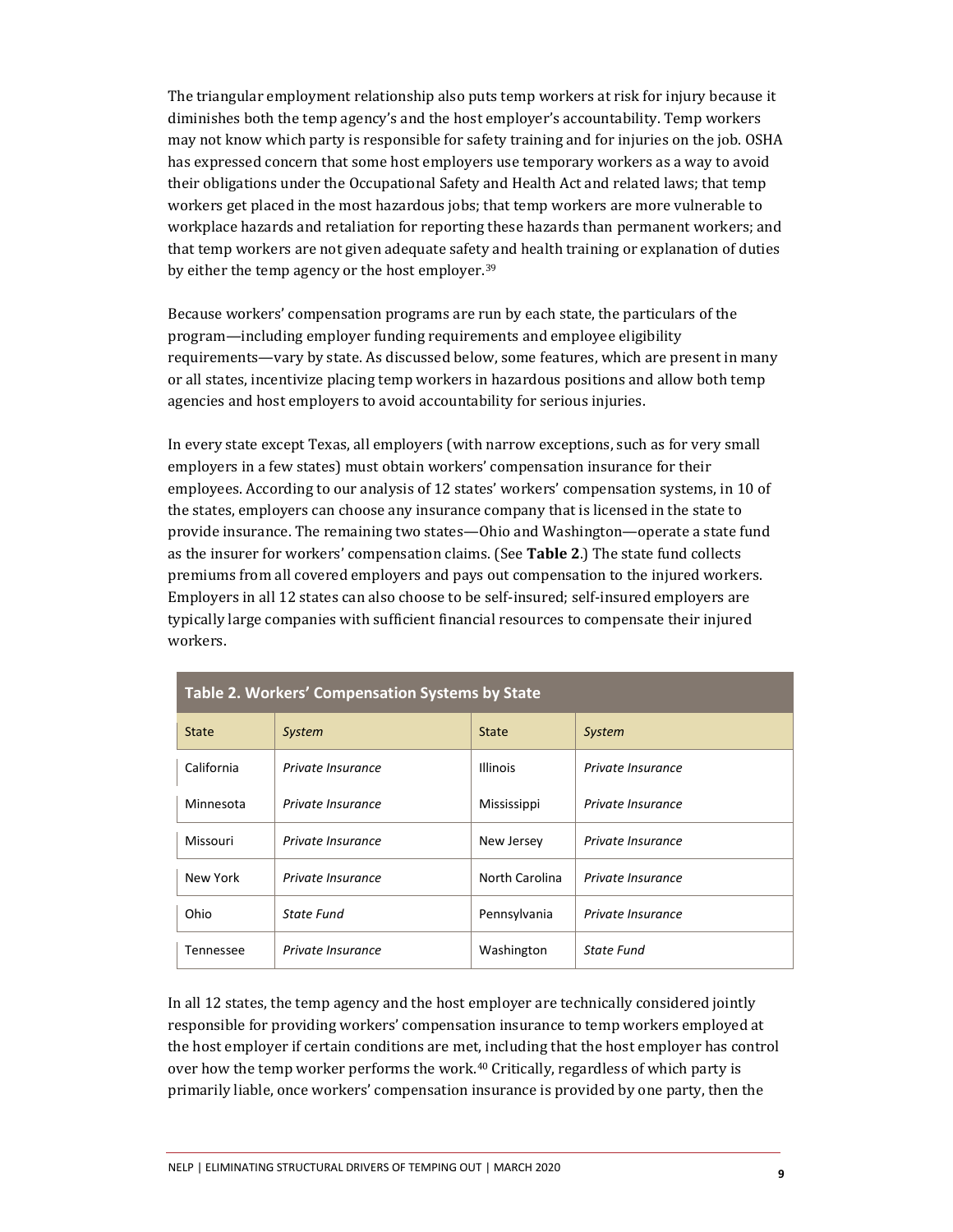The triangular employment relationship also puts temp workers at risk for injury because it diminishes both the temp agency's and the host employer's accountability. Temp workers may not know which party is responsible for safety training and for injuries on the job. OSHA has expressed concern that some host employers use temporary workers as a way to avoid their obligations under the Occupational Safety and Health Act and related laws; that temp workers get placed in the most hazardous jobs; that temp workers are more vulnerable to workplace hazards and retaliation for reporting these hazards than permanent workers; and that temp workers are not given adequate safety and health training or explanation of duties by either the temp agency or the host employer.[39]

Because workers' compensation programs are run by each state, the particulars of the program—including employer funding requirements and employee eligibility requirements—vary by state. As discussed below, some features, which are present in many or all states, incentivize placing temp workers in hazardous positions and allow both temp agencies and host employers to avoid accountability for serious injuries.

In every state except Texas, all employers (with narrow exceptions, such as for very small employers in a few states) must obtain workers' compensation insurance for their employees. According to our analysis of 12 states' workers' compensation systems, in 10 of the states, employers can choose any insurance company that is licensed in the state to provide insurance. The remaining two states—Ohio and Washington—operate a state fund as the insurer for workers' compensation claims. (See **Table 2**.) The state fund collects premiums from all covered employers and pays out compensation to the injured workers. Employers in all 12 states can also choose to be self-insured; self-insured employers are typically large companies with sufficient financial resources to compensate their injured workers.

**Table 2. Workers' Compensation Systems by State**

| State | *System* | State | *System* |
|---|---|---|---|
| California | *Private Insurance* | Illinois | *Private Insurance* |
| Minnesota | *Private Insurance* | Mississippi | *Private Insurance* |
| Missouri | *Private Insurance* | New Jersey | *Private Insurance* |
| New York | *Private Insurance* | North Carolina | *Private Insurance* |
| Ohio | *State Fund* | Pennsylvania | *Private Insurance* |
| Tennessee | *Private Insurance* | Washington | *State Fund* |

In all 12 states, the temp agency and the host employer are technically considered jointly responsible for providing workers' compensation insurance to temp workers employed at the host employer if certain conditions are met, including that the host employer has control over how the temp worker performs the work.[40] Critically, regardless of which party is primarily liable, once workers' compensation insurance is provided by one party, then the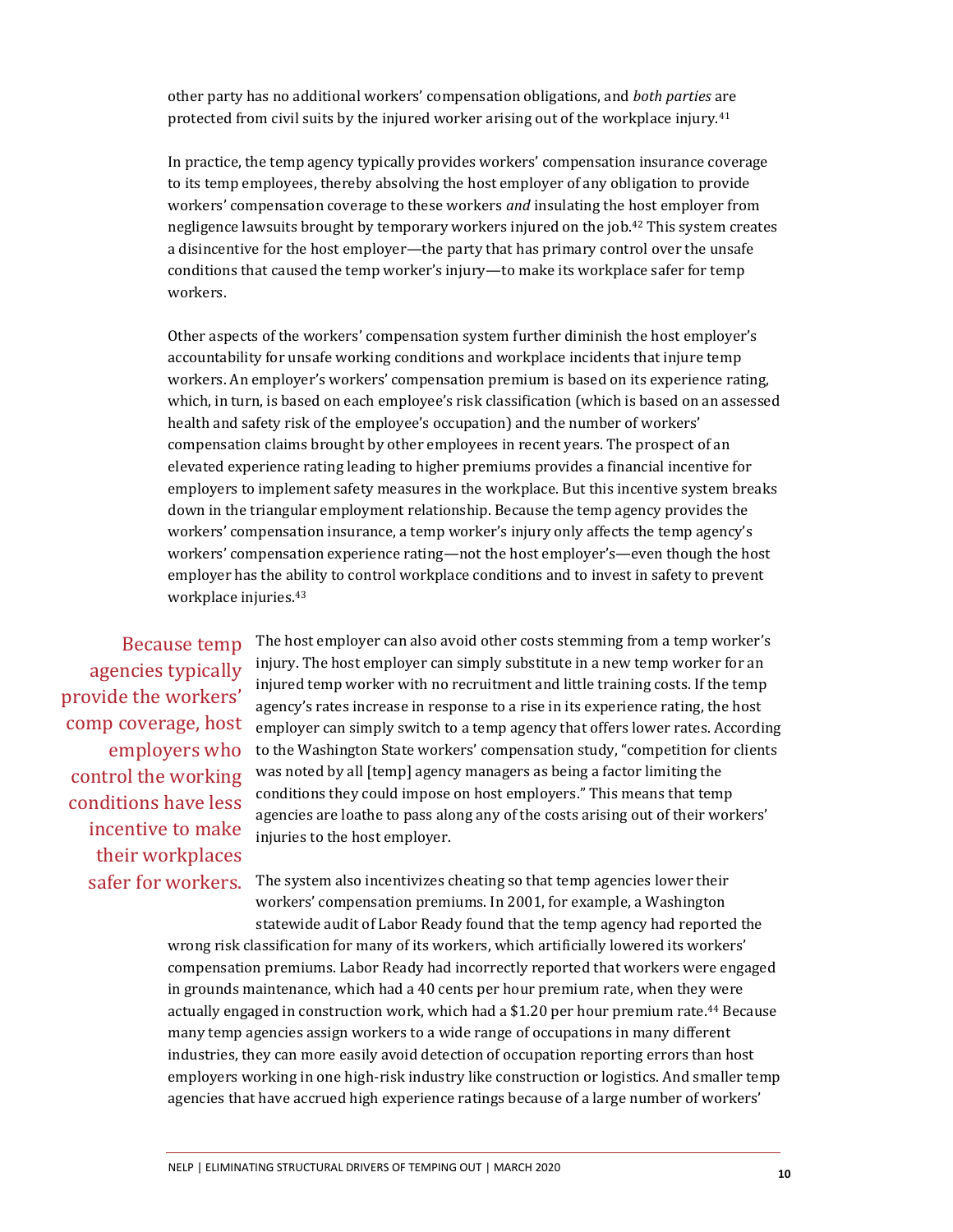other party has no additional workers' compensation obligations, and *both parties* are protected from civil suits by the injured worker arising out of the workplace injury.[41]

In practice, the temp agency typically provides workers' compensation insurance coverage to its temp employees, thereby absolving the host employer of any obligation to provide workers' compensation coverage to these workers *and* insulating the host employer from negligence lawsuits brought by temporary workers injured on the job.[42] This system creates a disincentive for the host employer—the party that has primary control over the unsafe conditions that caused the temp worker's injury—to make its workplace safer for temp workers.

Other aspects of the workers' compensation system further diminish the host employer's accountability for unsafe working conditions and workplace incidents that injure temp workers. An employer's workers' compensation premium is based on its experience rating, which, in turn, is based on each employee's risk classification (which is based on an assessed health and safety risk of the employee's occupation) and the number of workers' compensation claims brought by other employees in recent years. The prospect of an elevated experience rating leading to higher premiums provides a financial incentive for employers to implement safety measures in the workplace. But this incentive system breaks down in the triangular employment relationship. Because the temp agency provides the workers' compensation insurance, a temp worker's injury only affects the temp agency's workers' compensation experience rating—not the host employer's—even though the host employer has the ability to control workplace conditions and to invest in safety to prevent workplace injuries.[43]

> Because temp agencies typically provide the workers' comp coverage, host employers who control the working conditions have less incentive to make their workplaces safer for workers.

The host employer can also avoid other costs stemming from a temp worker's injury. The host employer can simply substitute in a new temp worker for an injured temp worker with no recruitment and little training costs. If the temp agency's rates increase in response to a rise in its experience rating, the host employer can simply switch to a temp agency that offers lower rates. According to the Washington State workers' compensation study, "competition for clients was noted by all [temp] agency managers as being a factor limiting the conditions they could impose on host employers." This means that temp agencies are loathe to pass along any of the costs arising out of their workers' injuries to the host employer.

The system also incentivizes cheating so that temp agencies lower their workers' compensation premiums. In 2001, for example, a Washington statewide audit of Labor Ready found that the temp agency had reported the wrong risk classification for many of its workers, which artificially lowered its workers' compensation premiums. Labor Ready had incorrectly reported that workers were engaged in grounds maintenance, which had a 40 cents per hour premium rate, when they were actually engaged in construction work, which had a $1.20 per hour premium rate.[44] Because many temp agencies assign workers to a wide range of occupations in many different industries, they can more easily avoid detection of occupation reporting errors than host employers working in one high-risk industry like construction or logistics. And smaller temp agencies that have accrued high experience ratings because of a large number of workers'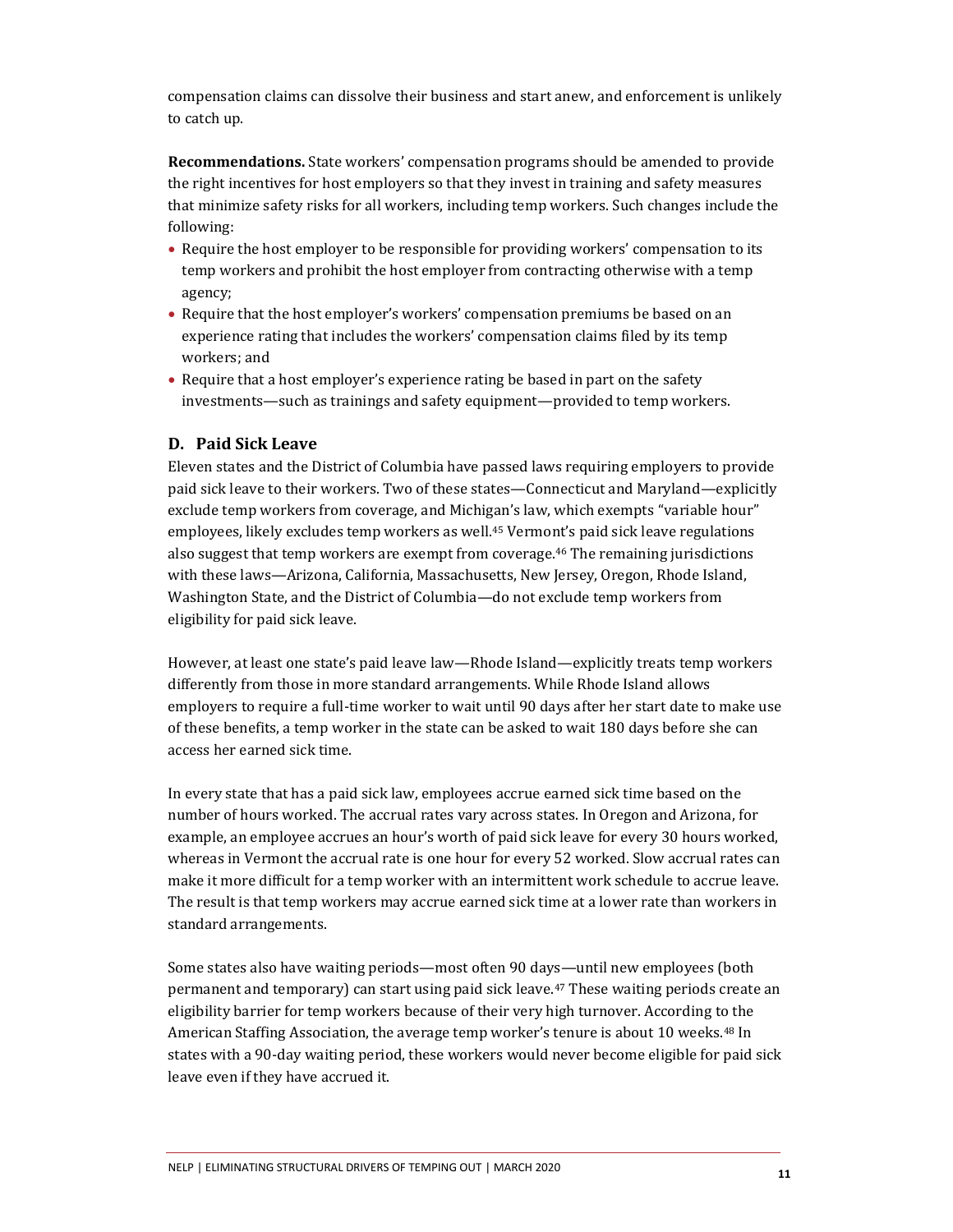compensation claims can dissolve their business and start anew, and enforcement is unlikely to catch up.

**Recommendations.** State workers' compensation programs should be amended to provide the right incentives for host employers so that they invest in training and safety measures that minimize safety risks for all workers, including temp workers. Such changes include the following:

- Require the host employer to be responsible for providing workers' compensation to its temp workers and prohibit the host employer from contracting otherwise with a temp agency;
- Require that the host employer's workers' compensation premiums be based on an experience rating that includes the workers' compensation claims filed by its temp workers; and
- Require that a host employer's experience rating be based in part on the safety investments—such as trainings and safety equipment—provided to temp workers.

### D. Paid Sick Leave

Eleven states and the District of Columbia have passed laws requiring employers to provide paid sick leave to their workers. Two of these states—Connecticut and Maryland—explicitly exclude temp workers from coverage, and Michigan's law, which exempts "variable hour" employees, likely excludes temp workers as well.[45] Vermont's paid sick leave regulations also suggest that temp workers are exempt from coverage.[46] The remaining jurisdictions with these laws—Arizona, California, Massachusetts, New Jersey, Oregon, Rhode Island, Washington State, and the District of Columbia—do not exclude temp workers from eligibility for paid sick leave.

However, at least one state's paid leave law—Rhode Island—explicitly treats temp workers differently from those in more standard arrangements. While Rhode Island allows employers to require a full-time worker to wait until 90 days after her start date to make use of these benefits, a temp worker in the state can be asked to wait 180 days before she can access her earned sick time.

In every state that has a paid sick law, employees accrue earned sick time based on the number of hours worked. The accrual rates vary across states. In Oregon and Arizona, for example, an employee accrues an hour's worth of paid sick leave for every 30 hours worked, whereas in Vermont the accrual rate is one hour for every 52 worked. Slow accrual rates can make it more difficult for a temp worker with an intermittent work schedule to accrue leave. The result is that temp workers may accrue earned sick time at a lower rate than workers in standard arrangements.

Some states also have waiting periods—most often 90 days—until new employees (both permanent and temporary) can start using paid sick leave.[47] These waiting periods create an eligibility barrier for temp workers because of their very high turnover. According to the American Staffing Association, the average temp worker's tenure is about 10 weeks.[48] In states with a 90-day waiting period, these workers would never become eligible for paid sick leave even if they have accrued it.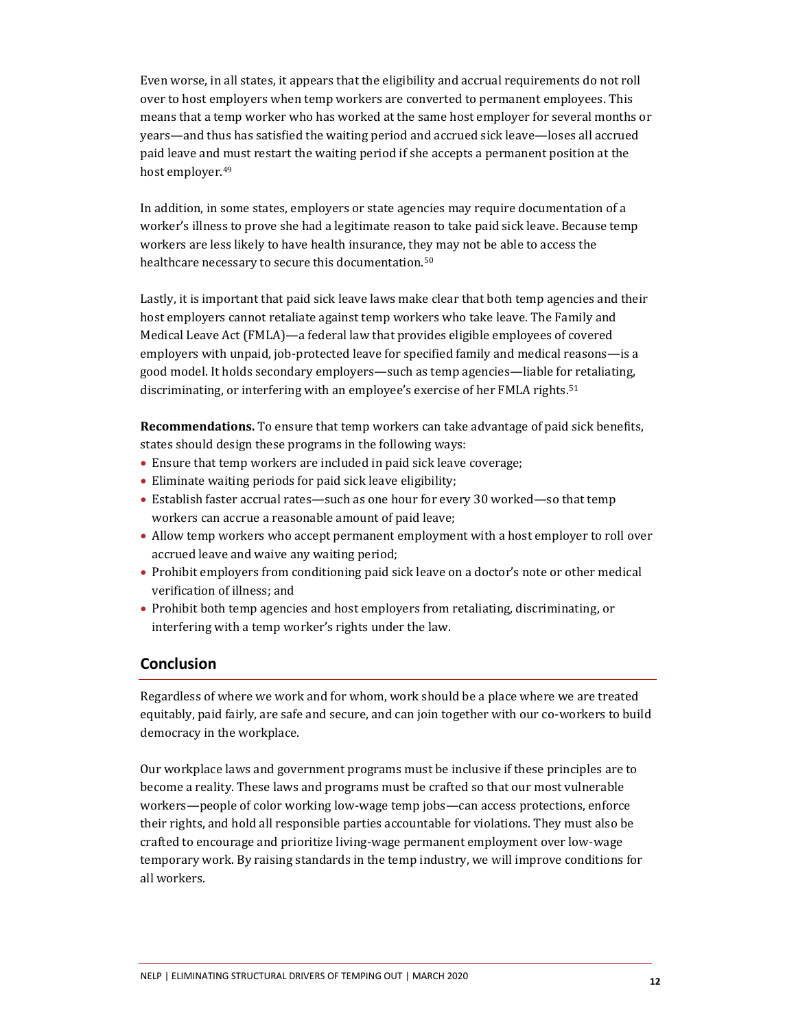Even worse, in all states, it appears that the eligibility and accrual requirements do not roll over to host employers when temp workers are converted to permanent employees. This means that a temp worker who has worked at the same host employer for several months or years—and thus has satisfied the waiting period and accrued sick leave—loses all accrued paid leave and must restart the waiting period if she accepts a permanent position at the host employer.[49]

In addition, in some states, employers or state agencies may require documentation of a worker's illness to prove she had a legitimate reason to take paid sick leave. Because temp workers are less likely to have health insurance, they may not be able to access the healthcare necessary to secure this documentation.[50]

Lastly, it is important that paid sick leave laws make clear that both temp agencies and their host employers cannot retaliate against temp workers who take leave. The Family and Medical Leave Act (FMLA)—a federal law that provides eligible employees of covered employers with unpaid, job-protected leave for specified family and medical reasons—is a good model. It holds secondary employers—such as temp agencies—liable for retaliating, discriminating, or interfering with an employee's exercise of her FMLA rights.[51]

**Recommendations.** To ensure that temp workers can take advantage of paid sick benefits, states should design these programs in the following ways:

- Ensure that temp workers are included in paid sick leave coverage;
- Eliminate waiting periods for paid sick leave eligibility;
- Establish faster accrual rates—such as one hour for every 30 worked—so that temp workers can accrue a reasonable amount of paid leave;
- Allow temp workers who accept permanent employment with a host employer to roll over accrued leave and waive any waiting period;
- Prohibit employers from conditioning paid sick leave on a doctor's note or other medical verification of illness; and
- Prohibit both temp agencies and host employers from retaliating, discriminating, or interfering with a temp worker's rights under the law.

## Conclusion

Regardless of where we work and for whom, work should be a place where we are treated equitably, paid fairly, are safe and secure, and can join together with our co-workers to build democracy in the workplace.

Our workplace laws and government programs must be inclusive if these principles are to become a reality. These laws and programs must be crafted so that our most vulnerable workers—people of color working low-wage temp jobs—can access protections, enforce their rights, and hold all responsible parties accountable for violations. They must also be crafted to encourage and prioritize living-wage permanent employment over low-wage temporary work. By raising standards in the temp industry, we will improve conditions for all workers.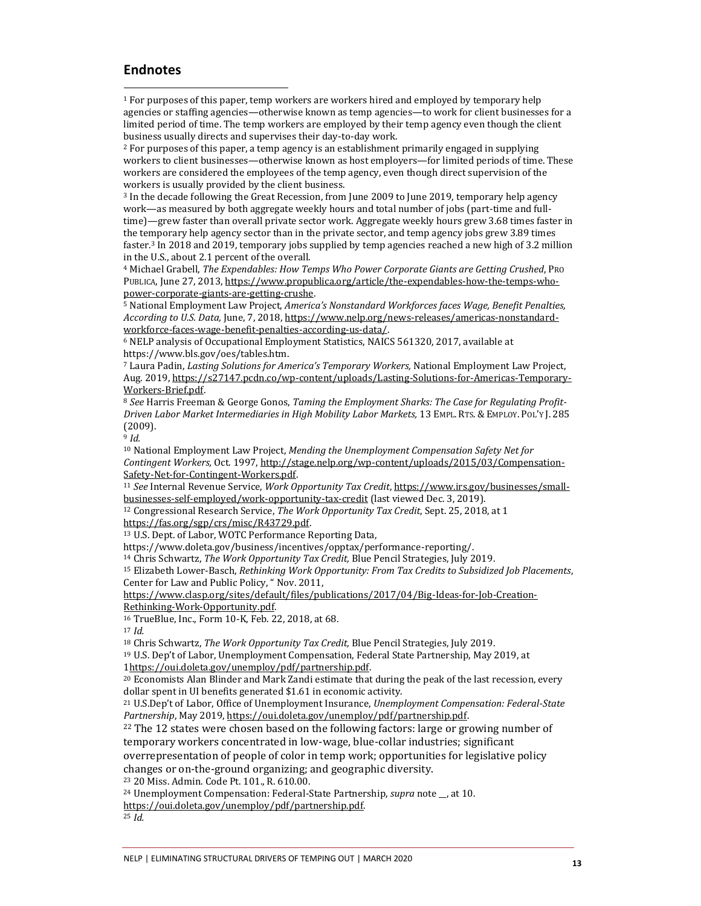## Endnotes

[1] For purposes of this paper, temp workers are workers hired and employed by temporary help agencies or staffing agencies—otherwise known as temp agencies—to work for client businesses for a limited period of time. The temp workers are employed by their temp agency even though the client business usually directs and supervises their day-to-day work.

[2] For purposes of this paper, a temp agency is an establishment primarily engaged in supplying workers to client businesses—otherwise known as host employers—for limited periods of time. These workers are considered the employees of the temp agency, even though direct supervision of the workers is usually provided by the client business.

[3] In the decade following the Great Recession, from June 2009 to June 2019, temporary help agency work—as measured by both aggregate weekly hours and total number of jobs (part-time and full-time)—grew faster than overall private sector work. Aggregate weekly hours grew 3.68 times faster in the temporary help agency sector than in the private sector, and temp agency jobs grew 3.89 times faster.[3] In 2018 and 2019, temporary jobs supplied by temp agencies reached a new high of 3.2 million in the U.S., about 2.1 percent of the overall.

[4] Michael Grabell, *The Expendables: How Temps Who Power Corporate Giants are Getting Crushed*, PRO PUBLICA, June 27, 2013, https://www.propublica.org/article/the-expendables-how-the-temps-who-power-corporate-giants-are-getting-crushe.

[5] National Employment Law Project, *America's Nonstandard Workforces faces Wage, Benefit Penalties, According to U.S. Data,* June, 7, 2018, https://www.nelp.org/news-releases/americas-nonstandard-workforce-faces-wage-benefit-penalties-according-us-data/.

[6] NELP analysis of Occupational Employment Statistics, NAICS 561320, 2017, available at https://www.bls.gov/oes/tables.htm.

[7] Laura Padin, *Lasting Solutions for America's Temporary Workers,* National Employment Law Project, Aug. 2019, https://s27147.pcdn.co/wp-content/uploads/Lasting-Solutions-for-Americas-Temporary-Workers-Brief.pdf.

[8] *See* Harris Freeman & George Gonos, *Taming the Employment Sharks: The Case for Regulating Profit-Driven Labor Market Intermediaries in High Mobility Labor Markets,* 13 EMPL. RTS. & EMPLOY. POL'Y J. 285 (2009).

[9] *Id.*

[10] National Employment Law Project, *Mending the Unemployment Compensation Safety Net for Contingent Workers,* Oct. 1997, http://stage.nelp.org/wp-content/uploads/2015/03/Compensation-Safety-Net-for-Contingent-Workers.pdf.

[11] *See* Internal Revenue Service, *Work Opportunity Tax Credit*, https://www.irs.gov/businesses/small-businesses-self-employed/work-opportunity-tax-credit (last viewed Dec. 3, 2019).

[12] Congressional Research Service, *The Work Opportunity Tax Credit*, Sept. 25, 2018, at 1 https://fas.org/sgp/crs/misc/R43729.pdf.

[13] U.S. Dept. of Labor, WOTC Performance Reporting Data, https://www.doleta.gov/business/incentives/opptax/performance-reporting/.

[14] Chris Schwartz, *The Work Opportunity Tax Credit,* Blue Pencil Strategies, July 2019.

[15] Elizabeth Lower-Basch, *Rethinking Work Opportunity: From Tax Credits to Subsidized Job Placements*, Center for Law and Public Policy, " Nov. 2011, https://www.clasp.org/sites/default/files/publications/2017/04/Big-Ideas-for-Job-Creation-Rethinking-Work-Opportunity.pdf.

[16] TrueBlue, Inc., Form 10-K, Feb. 22, 2018, at 68.

[17] *Id.*

[18] Chris Schwartz, *The Work Opportunity Tax Credit,* Blue Pencil Strategies, July 2019.

[19] U.S. Dep't of Labor, Unemployment Compensation, Federal State Partnership, May 2019, at 1https://oui.doleta.gov/unemploy/pdf/partnership.pdf.

[20] Economists Alan Blinder and Mark Zandi estimate that during the peak of the last recession, every dollar spent in UI benefits generated $1.61 in economic activity.

[21] U.S.Dep't of Labor, Office of Unemployment Insurance, *Unemployment Compensation: Federal-State Partnership*, May 2019, https://oui.doleta.gov/unemploy/pdf/partnership.pdf.

[22] The 12 states were chosen based on the following factors: large or growing number of temporary workers concentrated in low-wage, blue-collar industries; significant overrepresentation of people of color in temp work; opportunities for legislative policy changes or on-the-ground organizing; and geographic diversity.

[23] 20 Miss. Admin. Code Pt. 101., R. 610.00.

[24] Unemployment Compensation: Federal-State Partnership, *supra* note __, at 10. https://oui.doleta.gov/unemploy/pdf/partnership.pdf.

[25] *Id.*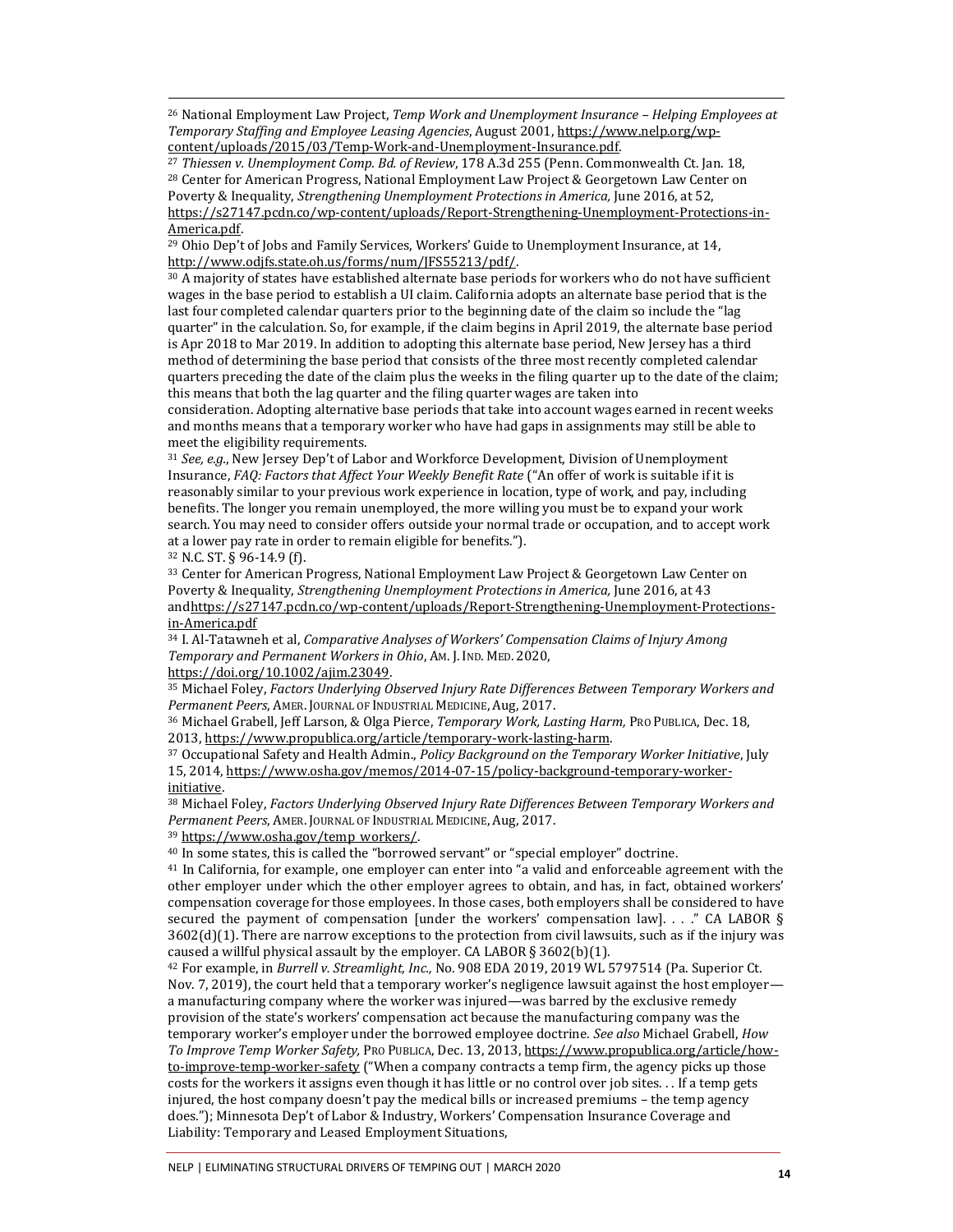[26] National Employment Law Project, *Temp Work and Unemployment Insurance – Helping Employees at Temporary Staffing and Employee Leasing Agencies*, August 2001, https://www.nelp.org/wp-content/uploads/2015/03/Temp-Work-and-Unemployment-Insurance.pdf.

[27] *Thiessen v. Unemployment Comp. Bd. of Review*, 178 A.3d 255 (Penn. Commonwealth Ct. Jan. 18,

[28] Center for American Progress, National Employment Law Project & Georgetown Law Center on Poverty & Inequality, *Strengthening Unemployment Protections in America,* June 2016, at 52, https://s27147.pcdn.co/wp-content/uploads/Report-Strengthening-Unemployment-Protections-in-America.pdf.

[29] Ohio Dep't of Jobs and Family Services, Workers' Guide to Unemployment Insurance, at 14, http://www.odjfs.state.oh.us/forms/num/JFS55213/pdf/.

[30] A majority of states have established alternate base periods for workers who do not have sufficient wages in the base period to establish a UI claim. California adopts an alternate base period that is the last four completed calendar quarters prior to the beginning date of the claim so include the "lag quarter" in the calculation. So, for example, if the claim begins in April 2019, the alternate base period is Apr 2018 to Mar 2019. In addition to adopting this alternate base period, New Jersey has a third method of determining the base period that consists of the three most recently completed calendar quarters preceding the date of the claim plus the weeks in the filing quarter up to the date of the claim; this means that both the lag quarter and the filing quarter wages are taken into consideration. Adopting alternative base periods that take into account wages earned in recent weeks and months means that a temporary worker who have had gaps in assignments may still be able to meet the eligibility requirements.

[31] *See, e.g.*, New Jersey Dep't of Labor and Workforce Development, Division of Unemployment Insurance, *FAQ: Factors that Affect Your Weekly Benefit Rate* ("An offer of work is suitable if it is reasonably similar to your previous work experience in location, type of work, and pay, including benefits. The longer you remain unemployed, the more willing you must be to expand your work search. You may need to consider offers outside your normal trade or occupation, and to accept work at a lower pay rate in order to remain eligible for benefits.").

[32] N.C. ST. § 96-14.9 (f).

[33] Center for American Progress, National Employment Law Project & Georgetown Law Center on Poverty & Inequality, *Strengthening Unemployment Protections in America,* June 2016, at 43 andhttps://s27147.pcdn.co/wp-content/uploads/Report-Strengthening-Unemployment-Protections-in-America.pdf

[34] I. Al-Tatawneh et al, *Comparative Analyses of Workers' Compensation Claims of Injury Among Temporary and Permanent Workers in Ohio*, AM. J. IND. MED. 2020, https://doi.org/10.1002/ajim.23049.

[35] Michael Foley, *Factors Underlying Observed Injury Rate Differences Between Temporary Workers and Permanent Peers*, AMER. JOURNAL OF INDUSTRIAL MEDICINE, Aug, 2017.

[36] Michael Grabell, Jeff Larson, & Olga Pierce, *Temporary Work, Lasting Harm,* PRO PUBLICA, Dec. 18, 2013, https://www.propublica.org/article/temporary-work-lasting-harm.

[37] Occupational Safety and Health Admin., *Policy Background on the Temporary Worker Initiative*, July 15, 2014, https://www.osha.gov/memos/2014-07-15/policy-background-temporary-worker-initiative.

[38] Michael Foley, *Factors Underlying Observed Injury Rate Differences Between Temporary Workers and Permanent Peers*, AMER. JOURNAL OF INDUSTRIAL MEDICINE, Aug, 2017.

[39] https://www.osha.gov/temp_workers/.

[40] In some states, this is called the "borrowed servant" or "special employer" doctrine.

[41] In California, for example, one employer can enter into "a valid and enforceable agreement with the other employer under which the other employer agrees to obtain, and has, in fact, obtained workers' compensation coverage for those employees. In those cases, both employers shall be considered to have secured the payment of compensation [under the workers' compensation law]. . . ." CA LABOR § 3602(d)(1). There are narrow exceptions to the protection from civil lawsuits, such as if the injury was caused a willful physical assault by the employer. CA LABOR § 3602(b)(1).

[42] For example, in *Burrell v. Streamlight, Inc.,* No. 908 EDA 2019, 2019 WL 5797514 (Pa. Superior Ct. Nov. 7, 2019), the court held that a temporary worker's negligence lawsuit against the host employer—a manufacturing company where the worker was injured—was barred by the exclusive remedy provision of the state's workers' compensation act because the manufacturing company was the temporary worker's employer under the borrowed employee doctrine. *See also* Michael Grabell, *How To Improve Temp Worker Safety,* PRO PUBLICA, Dec. 13, 2013, https://www.propublica.org/article/how-to-improve-temp-worker-safety ("When a company contracts a temp firm, the agency picks up those costs for the workers it assigns even though it has little or no control over job sites. . . If a temp gets injured, the host company doesn't pay the medical bills or increased premiums – the temp agency does."); Minnesota Dep't of Labor & Industry, Workers' Compensation Insurance Coverage and Liability: Temporary and Leased Employment Situations,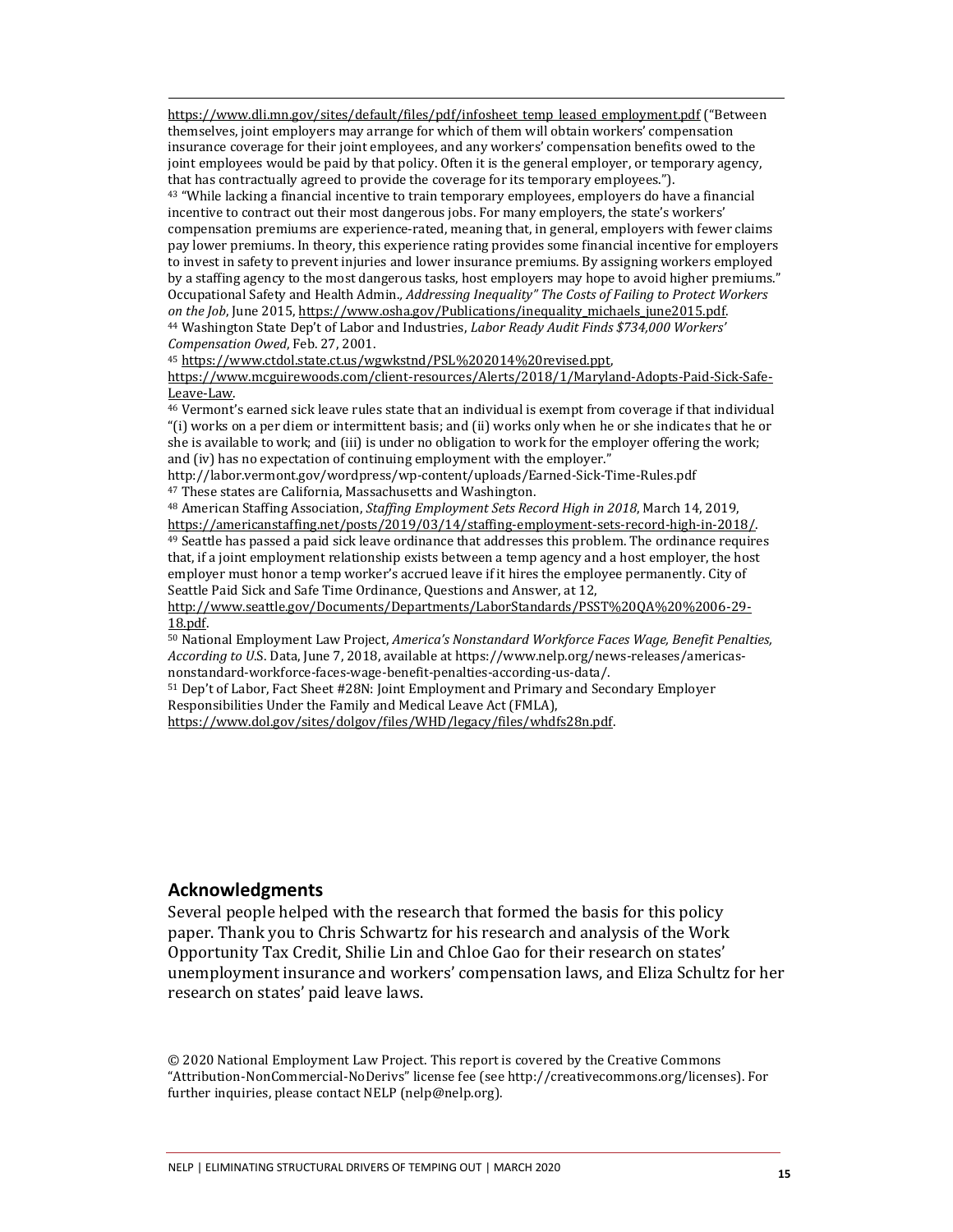https://www.dli.mn.gov/sites/default/files/pdf/infosheet_temp_leased_employment.pdf ("Between themselves, joint employers may arrange for which of them will obtain workers' compensation insurance coverage for their joint employees, and any workers' compensation benefits owed to the joint employees would be paid by that policy. Often it is the general employer, or temporary agency, that has contractually agreed to provide the coverage for its temporary employees.").

[43] "While lacking a financial incentive to train temporary employees, employers do have a financial incentive to contract out their most dangerous jobs. For many employers, the state's workers' compensation premiums are experience-rated, meaning that, in general, employers with fewer claims pay lower premiums. In theory, this experience rating provides some financial incentive for employers to invest in safety to prevent injuries and lower insurance premiums. By assigning workers employed by a staffing agency to the most dangerous tasks, host employers may hope to avoid higher premiums." Occupational Safety and Health Admin., *Addressing Inequality" The Costs of Failing to Protect Workers on the Job*, June 2015, https://www.osha.gov/Publications/inequality_michaels_june2015.pdf.

[44] Washington State Dep't of Labor and Industries, *Labor Ready Audit Finds $734,000 Workers' Compensation Owed*, Feb. 27, 2001.

[45] https://www.ctdol.state.ct.us/wgwkstnd/PSL%202014%20revised.ppt, https://www.mcguirewoods.com/client-resources/Alerts/2018/1/Maryland-Adopts-Paid-Sick-Safe-Leave-Law.

[46] Vermont's earned sick leave rules state that an individual is exempt from coverage if that individual "(i) works on a per diem or intermittent basis; and (ii) works only when he or she indicates that he or she is available to work; and (iii) is under no obligation to work for the employer offering the work; and (iv) has no expectation of continuing employment with the employer." http://labor.vermont.gov/wordpress/wp-content/uploads/Earned-Sick-Time-Rules.pdf

[47] These states are California, Massachusetts and Washington.

[48] American Staffing Association, *Staffing Employment Sets Record High in 2018*, March 14, 2019, https://americanstaffing.net/posts/2019/03/14/staffing-employment-sets-record-high-in-2018/.

[49] Seattle has passed a paid sick leave ordinance that addresses this problem. The ordinance requires that, if a joint employment relationship exists between a temp agency and a host employer, the host employer must honor a temp worker's accrued leave if it hires the employee permanently. City of Seattle Paid Sick and Safe Time Ordinance, Questions and Answer, at 12, http://www.seattle.gov/Documents/Departments/LaborStandards/PSST%20QA%20%2006-29-18.pdf.

[50] National Employment Law Project, *America's Nonstandard Workforce Faces Wage, Benefit Penalties, According to U.S.* Data, June 7, 2018, available at https://www.nelp.org/news-releases/americas-nonstandard-workforce-faces-wage-benefit-penalties-according-us-data/.

[51] Dep't of Labor, Fact Sheet #28N: Joint Employment and Primary and Secondary Employer Responsibilities Under the Family and Medical Leave Act (FMLA), https://www.dol.gov/sites/dolgov/files/WHD/legacy/files/whdfs28n.pdf.

## Acknowledgments

Several people helped with the research that formed the basis for this policy paper. Thank you to Chris Schwartz for his research and analysis of the Work Opportunity Tax Credit, Shilie Lin and Chloe Gao for their research on states' unemployment insurance and workers' compensation laws, and Eliza Schultz for her research on states' paid leave laws.

© 2020 National Employment Law Project. This report is covered by the Creative Commons "Attribution-NonCommercial-NoDerivs" license fee (see http://creativecommons.org/licenses). For further inquiries, please contact NELP (nelp@nelp.org).